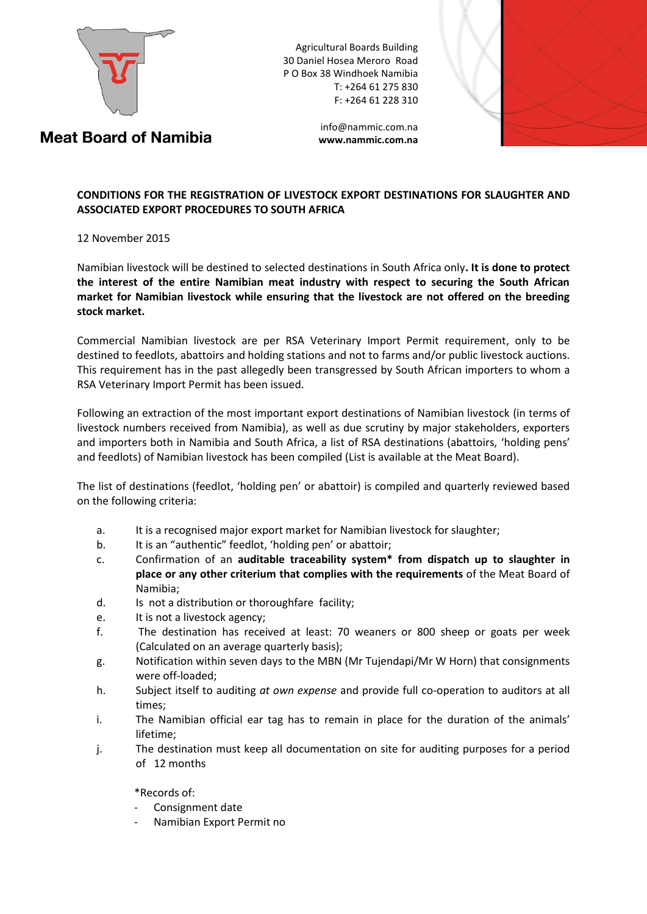**Meat Board of Namibia**

Agricultural Boards Building
30 Daniel Hosea Meroro Road
P O Box 38 Windhoek Namibia
T: +264 61 275 830
F: +264 61 228 310

info@nammic.com.na
**www.nammic.com.na**

**CONDITIONS FOR THE REGISTRATION OF LIVESTOCK EXPORT DESTINATIONS FOR SLAUGHTER AND ASSOCIATED EXPORT PROCEDURES TO SOUTH AFRICA**

12 November 2015

Namibian livestock will be destined to selected destinations in South Africa only**. It is done to protect the interest of the entire Namibian meat industry with respect to securing the South African market for Namibian livestock while ensuring that the livestock are not offered on the breeding stock market.**

Commercial Namibian livestock are per RSA Veterinary Import Permit requirement, only to be destined to feedlots, abattoirs and holding stations and not to farms and/or public livestock auctions. This requirement has in the past allegedly been transgressed by South African importers to whom a RSA Veterinary Import Permit has been issued.

Following an extraction of the most important export destinations of Namibian livestock (in terms of livestock numbers received from Namibia), as well as due scrutiny by major stakeholders, exporters and importers both in Namibia and South Africa, a list of RSA destinations (abattoirs, 'holding pens' and feedlots) of Namibian livestock has been compiled (List is available at the Meat Board).

The list of destinations (feedlot, 'holding pen' or abattoir) is compiled and quarterly reviewed based on the following criteria:

a. It is a recognised major export market for Namibian livestock for slaughter;
b. It is an "authentic" feedlot, 'holding pen' or abattoir;
c. Confirmation of an **auditable traceability system* from dispatch up to slaughter in place or any other criterium that complies with the requirements** of the Meat Board of Namibia;
d. Is not a distribution or thoroughfare facility;
e. It is not a livestock agency;
f. The destination has received at least: 70 weaners or 800 sheep or goats per week (Calculated on an average quarterly basis);
g. Notification within seven days to the MBN (Mr Tujendapi/Mr W Horn) that consignments were off-loaded;
h. Subject itself to auditing *at own expense* and provide full co-operation to auditors at all times;
i. The Namibian official ear tag has to remain in place for the duration of the animals' lifetime;
j. The destination must keep all documentation on site for auditing purposes for a period of 12 months

*Records of:

- Consignment date
- Namibian Export Permit no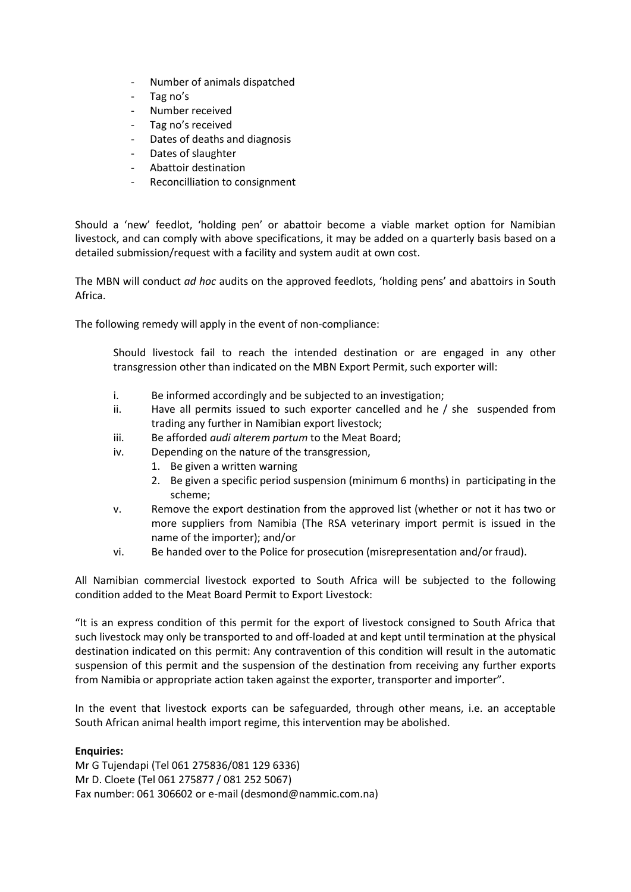- Number of animals dispatched
- Tag no's
- Number received
- Tag no's received
- Dates of deaths and diagnosis
- Dates of slaughter
- Abattoir destination
- Reconcilliation to consignment

Should a 'new' feedlot, 'holding pen' or abattoir become a viable market option for Namibian livestock, and can comply with above specifications, it may be added on a quarterly basis based on a detailed submission/request with a facility and system audit at own cost.

The MBN will conduct *ad hoc* audits on the approved feedlots, 'holding pens' and abattoirs in South Africa.

The following remedy will apply in the event of non-compliance:

> Should livestock fail to reach the intended destination or are engaged in any other transgression other than indicated on the MBN Export Permit, such exporter will:
>
> i. Be informed accordingly and be subjected to an investigation;
>
> ii. Have all permits issued to such exporter cancelled and he / she suspended from trading any further in Namibian export livestock;
>
> iii. Be afforded *audi alterem partum* to the Meat Board;
>
> iv. Depending on the nature of the transgression,
>    1. Be given a written warning
>    2. Be given a specific period suspension (minimum 6 months) in participating in the scheme;
>
> v. Remove the export destination from the approved list (whether or not it has two or more suppliers from Namibia (The RSA veterinary import permit is issued in the name of the importer); and/or
>
> vi. Be handed over to the Police for prosecution (misrepresentation and/or fraud).

All Namibian commercial livestock exported to South Africa will be subjected to the following condition added to the Meat Board Permit to Export Livestock:

"It is an express condition of this permit for the export of livestock consigned to South Africa that such livestock may only be transported to and off-loaded at and kept until termination at the physical destination indicated on this permit: Any contravention of this condition will result in the automatic suspension of this permit and the suspension of the destination from receiving any further exports from Namibia or appropriate action taken against the exporter, transporter and importer".

In the event that livestock exports can be safeguarded, through other means, i.e. an acceptable South African animal health import regime, this intervention may be abolished.

**Enquiries:**

Mr G Tujendapi (Tel 061 275836/081 129 6336)
Mr D. Cloete (Tel 061 275877 / 081 252 5067)
Fax number: 061 306602 or e-mail (desmond@nammic.com.na)